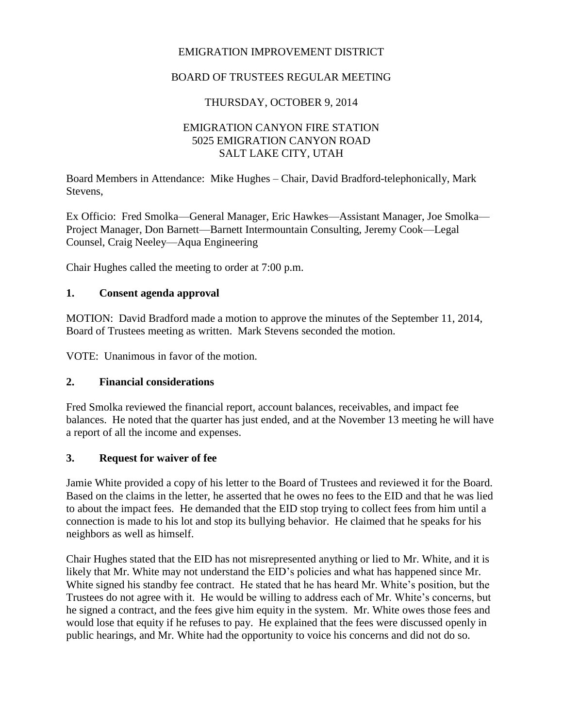EMIGRATION IMPROVEMENT DISTRICT

BOARD OF TRUSTEES REGULAR MEETING

THURSDAY, OCTOBER 9, 2014

EMIGRATION CANYON FIRE STATION
5025 EMIGRATION CANYON ROAD
SALT LAKE CITY, UTAH

Board Members in Attendance: Mike Hughes – Chair, David Bradford-telephonically, Mark Stevens,

Ex Officio: Fred Smolka—General Manager, Eric Hawkes—Assistant Manager, Joe Smolka—Project Manager, Don Barnett—Barnett Intermountain Consulting, Jeremy Cook—Legal Counsel, Craig Neeley—Aqua Engineering

Chair Hughes called the meeting to order at 7:00 p.m.

## 1. Consent agenda approval

MOTION: David Bradford made a motion to approve the minutes of the September 11, 2014, Board of Trustees meeting as written. Mark Stevens seconded the motion.

VOTE: Unanimous in favor of the motion.

## 2. Financial considerations

Fred Smolka reviewed the financial report, account balances, receivables, and impact fee balances. He noted that the quarter has just ended, and at the November 13 meeting he will have a report of all the income and expenses.

## 3. Request for waiver of fee

Jamie White provided a copy of his letter to the Board of Trustees and reviewed it for the Board. Based on the claims in the letter, he asserted that he owes no fees to the EID and that he was lied to about the impact fees. He demanded that the EID stop trying to collect fees from him until a connection is made to his lot and stop its bullying behavior. He claimed that he speaks for his neighbors as well as himself.

Chair Hughes stated that the EID has not misrepresented anything or lied to Mr. White, and it is likely that Mr. White may not understand the EID's policies and what has happened since Mr. White signed his standby fee contract. He stated that he has heard Mr. White's position, but the Trustees do not agree with it. He would be willing to address each of Mr. White's concerns, but he signed a contract, and the fees give him equity in the system. Mr. White owes those fees and would lose that equity if he refuses to pay. He explained that the fees were discussed openly in public hearings, and Mr. White had the opportunity to voice his concerns and did not do so.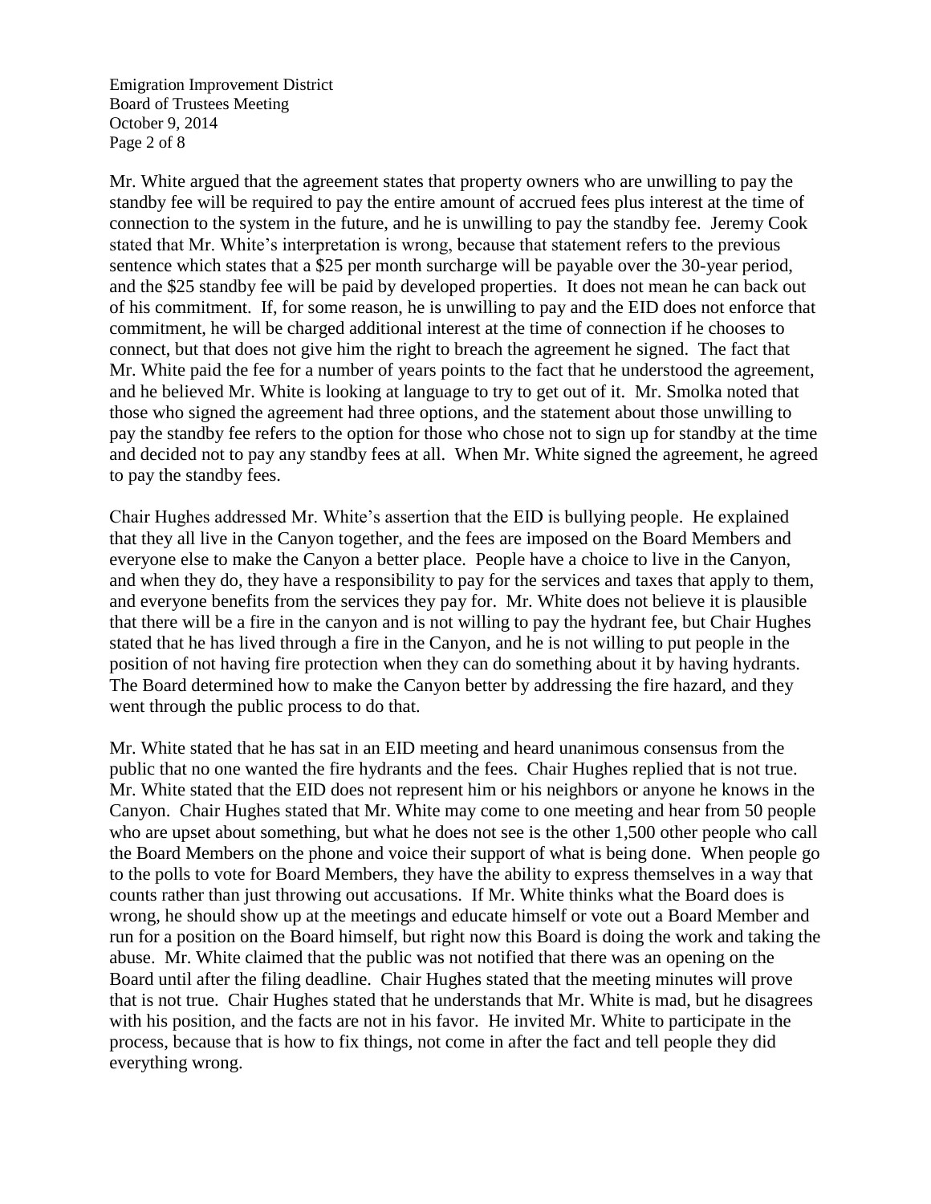Mr. White argued that the agreement states that property owners who are unwilling to pay the standby fee will be required to pay the entire amount of accrued fees plus interest at the time of connection to the system in the future, and he is unwilling to pay the standby fee. Jeremy Cook stated that Mr. White's interpretation is wrong, because that statement refers to the previous sentence which states that a $25 per month surcharge will be payable over the 30-year period, and the $25 standby fee will be paid by developed properties. It does not mean he can back out of his commitment. If, for some reason, he is unwilling to pay and the EID does not enforce that commitment, he will be charged additional interest at the time of connection if he chooses to connect, but that does not give him the right to breach the agreement he signed. The fact that Mr. White paid the fee for a number of years points to the fact that he understood the agreement, and he believed Mr. White is looking at language to try to get out of it. Mr. Smolka noted that those who signed the agreement had three options, and the statement about those unwilling to pay the standby fee refers to the option for those who chose not to sign up for standby at the time and decided not to pay any standby fees at all. When Mr. White signed the agreement, he agreed to pay the standby fees.

Chair Hughes addressed Mr. White's assertion that the EID is bullying people. He explained that they all live in the Canyon together, and the fees are imposed on the Board Members and everyone else to make the Canyon a better place. People have a choice to live in the Canyon, and when they do, they have a responsibility to pay for the services and taxes that apply to them, and everyone benefits from the services they pay for. Mr. White does not believe it is plausible that there will be a fire in the canyon and is not willing to pay the hydrant fee, but Chair Hughes stated that he has lived through a fire in the Canyon, and he is not willing to put people in the position of not having fire protection when they can do something about it by having hydrants. The Board determined how to make the Canyon better by addressing the fire hazard, and they went through the public process to do that.

Mr. White stated that he has sat in an EID meeting and heard unanimous consensus from the public that no one wanted the fire hydrants and the fees. Chair Hughes replied that is not true. Mr. White stated that the EID does not represent him or his neighbors or anyone he knows in the Canyon. Chair Hughes stated that Mr. White may come to one meeting and hear from 50 people who are upset about something, but what he does not see is the other 1,500 other people who call the Board Members on the phone and voice their support of what is being done. When people go to the polls to vote for Board Members, they have the ability to express themselves in a way that counts rather than just throwing out accusations. If Mr. White thinks what the Board does is wrong, he should show up at the meetings and educate himself or vote out a Board Member and run for a position on the Board himself, but right now this Board is doing the work and taking the abuse. Mr. White claimed that the public was not notified that there was an opening on the Board until after the filing deadline. Chair Hughes stated that the meeting minutes will prove that is not true. Chair Hughes stated that he understands that Mr. White is mad, but he disagrees with his position, and the facts are not in his favor. He invited Mr. White to participate in the process, because that is how to fix things, not come in after the fact and tell people they did everything wrong.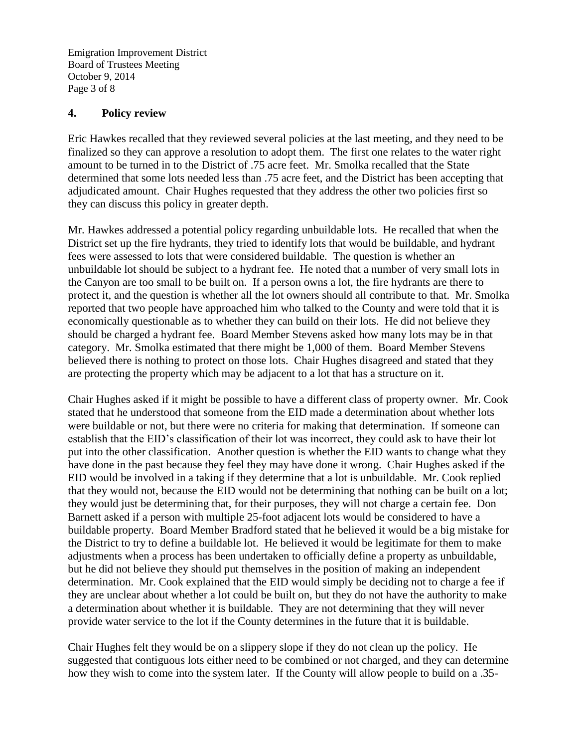## 4. Policy review

Eric Hawkes recalled that they reviewed several policies at the last meeting, and they need to be finalized so they can approve a resolution to adopt them. The first one relates to the water right amount to be turned in to the District of .75 acre feet. Mr. Smolka recalled that the State determined that some lots needed less than .75 acre feet, and the District has been accepting that adjudicated amount. Chair Hughes requested that they address the other two policies first so they can discuss this policy in greater depth.

Mr. Hawkes addressed a potential policy regarding unbuildable lots. He recalled that when the District set up the fire hydrants, they tried to identify lots that would be buildable, and hydrant fees were assessed to lots that were considered buildable. The question is whether an unbuildable lot should be subject to a hydrant fee. He noted that a number of very small lots in the Canyon are too small to be built on. If a person owns a lot, the fire hydrants are there to protect it, and the question is whether all the lot owners should all contribute to that. Mr. Smolka reported that two people have approached him who talked to the County and were told that it is economically questionable as to whether they can build on their lots. He did not believe they should be charged a hydrant fee. Board Member Stevens asked how many lots may be in that category. Mr. Smolka estimated that there might be 1,000 of them. Board Member Stevens believed there is nothing to protect on those lots. Chair Hughes disagreed and stated that they are protecting the property which may be adjacent to a lot that has a structure on it.

Chair Hughes asked if it might be possible to have a different class of property owner. Mr. Cook stated that he understood that someone from the EID made a determination about whether lots were buildable or not, but there were no criteria for making that determination. If someone can establish that the EID's classification of their lot was incorrect, they could ask to have their lot put into the other classification. Another question is whether the EID wants to change what they have done in the past because they feel they may have done it wrong. Chair Hughes asked if the EID would be involved in a taking if they determine that a lot is unbuildable. Mr. Cook replied that they would not, because the EID would not be determining that nothing can be built on a lot; they would just be determining that, for their purposes, they will not charge a certain fee. Don Barnett asked if a person with multiple 25-foot adjacent lots would be considered to have a buildable property. Board Member Bradford stated that he believed it would be a big mistake for the District to try to define a buildable lot. He believed it would be legitimate for them to make adjustments when a process has been undertaken to officially define a property as unbuildable, but he did not believe they should put themselves in the position of making an independent determination. Mr. Cook explained that the EID would simply be deciding not to charge a fee if they are unclear about whether a lot could be built on, but they do not have the authority to make a determination about whether it is buildable. They are not determining that they will never provide water service to the lot if the County determines in the future that it is buildable.

Chair Hughes felt they would be on a slippery slope if they do not clean up the policy. He suggested that contiguous lots either need to be combined or not charged, and they can determine how they wish to come into the system later. If the County will allow people to build on a .35-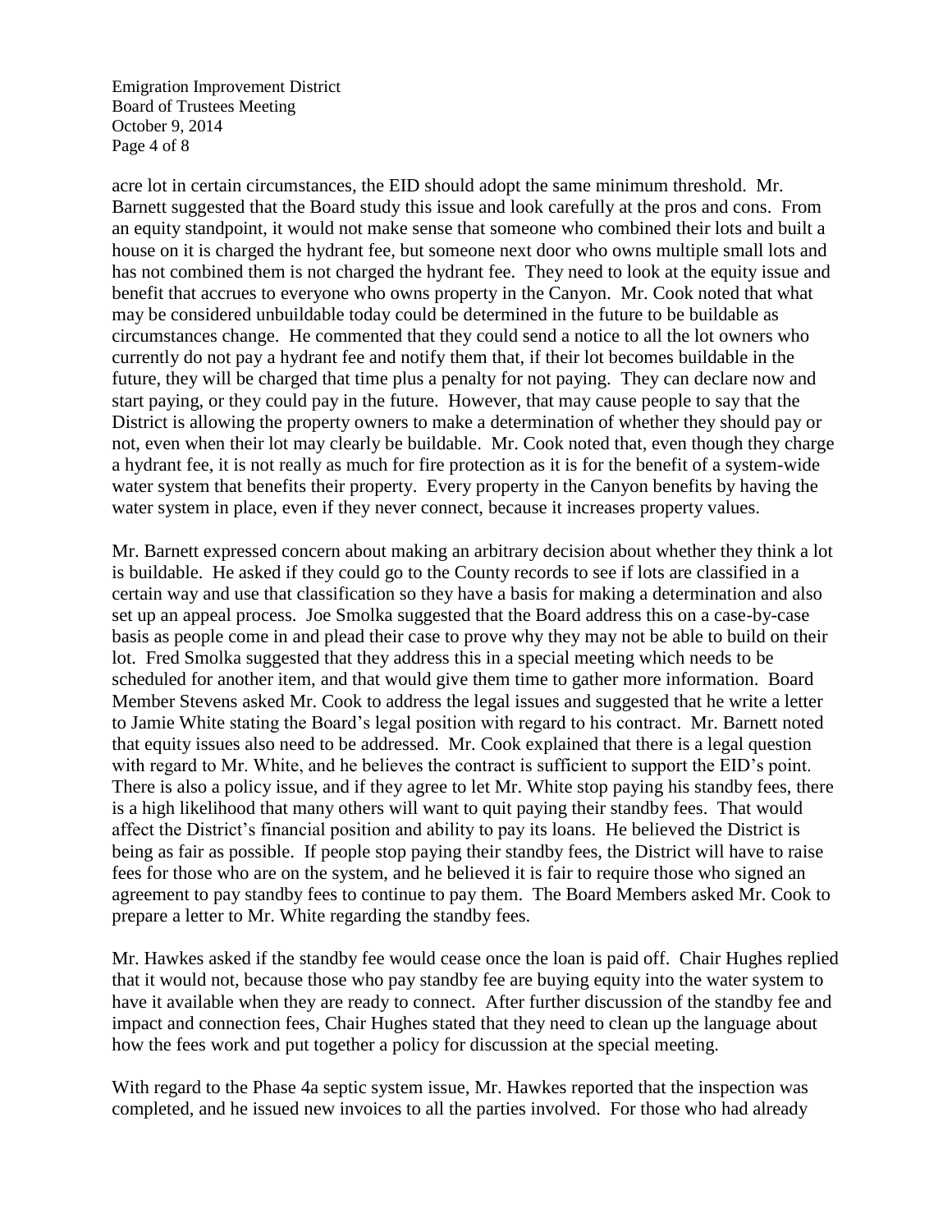acre lot in certain circumstances, the EID should adopt the same minimum threshold. Mr. Barnett suggested that the Board study this issue and look carefully at the pros and cons. From an equity standpoint, it would not make sense that someone who combined their lots and built a house on it is charged the hydrant fee, but someone next door who owns multiple small lots and has not combined them is not charged the hydrant fee. They need to look at the equity issue and benefit that accrues to everyone who owns property in the Canyon. Mr. Cook noted that what may be considered unbuildable today could be determined in the future to be buildable as circumstances change. He commented that they could send a notice to all the lot owners who currently do not pay a hydrant fee and notify them that, if their lot becomes buildable in the future, they will be charged that time plus a penalty for not paying. They can declare now and start paying, or they could pay in the future. However, that may cause people to say that the District is allowing the property owners to make a determination of whether they should pay or not, even when their lot may clearly be buildable. Mr. Cook noted that, even though they charge a hydrant fee, it is not really as much for fire protection as it is for the benefit of a system-wide water system that benefits their property. Every property in the Canyon benefits by having the water system in place, even if they never connect, because it increases property values.

Mr. Barnett expressed concern about making an arbitrary decision about whether they think a lot is buildable. He asked if they could go to the County records to see if lots are classified in a certain way and use that classification so they have a basis for making a determination and also set up an appeal process. Joe Smolka suggested that the Board address this on a case-by-case basis as people come in and plead their case to prove why they may not be able to build on their lot. Fred Smolka suggested that they address this in a special meeting which needs to be scheduled for another item, and that would give them time to gather more information. Board Member Stevens asked Mr. Cook to address the legal issues and suggested that he write a letter to Jamie White stating the Board's legal position with regard to his contract. Mr. Barnett noted that equity issues also need to be addressed. Mr. Cook explained that there is a legal question with regard to Mr. White, and he believes the contract is sufficient to support the EID's point. There is also a policy issue, and if they agree to let Mr. White stop paying his standby fees, there is a high likelihood that many others will want to quit paying their standby fees. That would affect the District's financial position and ability to pay its loans. He believed the District is being as fair as possible. If people stop paying their standby fees, the District will have to raise fees for those who are on the system, and he believed it is fair to require those who signed an agreement to pay standby fees to continue to pay them. The Board Members asked Mr. Cook to prepare a letter to Mr. White regarding the standby fees.

Mr. Hawkes asked if the standby fee would cease once the loan is paid off. Chair Hughes replied that it would not, because those who pay standby fee are buying equity into the water system to have it available when they are ready to connect. After further discussion of the standby fee and impact and connection fees, Chair Hughes stated that they need to clean up the language about how the fees work and put together a policy for discussion at the special meeting.

With regard to the Phase 4a septic system issue, Mr. Hawkes reported that the inspection was completed, and he issued new invoices to all the parties involved. For those who had already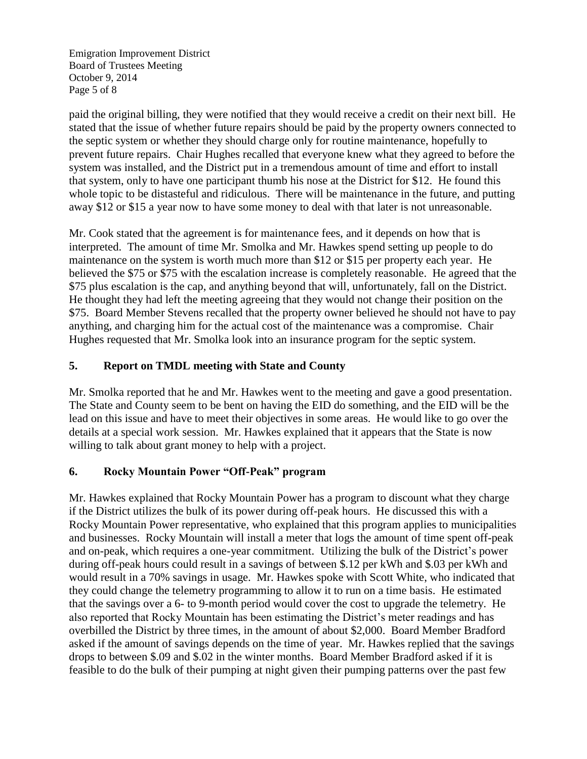paid the original billing, they were notified that they would receive a credit on their next bill. He stated that the issue of whether future repairs should be paid by the property owners connected to the septic system or whether they should charge only for routine maintenance, hopefully to prevent future repairs. Chair Hughes recalled that everyone knew what they agreed to before the system was installed, and the District put in a tremendous amount of time and effort to install that system, only to have one participant thumb his nose at the District for $12. He found this whole topic to be distasteful and ridiculous. There will be maintenance in the future, and putting away $12 or $15 a year now to have some money to deal with that later is not unreasonable.

Mr. Cook stated that the agreement is for maintenance fees, and it depends on how that is interpreted. The amount of time Mr. Smolka and Mr. Hawkes spend setting up people to do maintenance on the system is worth much more than $12 or $15 per property each year. He believed the $75 or $75 with the escalation increase is completely reasonable. He agreed that the $75 plus escalation is the cap, and anything beyond that will, unfortunately, fall on the District. He thought they had left the meeting agreeing that they would not change their position on the $75. Board Member Stevens recalled that the property owner believed he should not have to pay anything, and charging him for the actual cost of the maintenance was a compromise. Chair Hughes requested that Mr. Smolka look into an insurance program for the septic system.

## 5. Report on TMDL meeting with State and County

Mr. Smolka reported that he and Mr. Hawkes went to the meeting and gave a good presentation. The State and County seem to be bent on having the EID do something, and the EID will be the lead on this issue and have to meet their objectives in some areas. He would like to go over the details at a special work session. Mr. Hawkes explained that it appears that the State is now willing to talk about grant money to help with a project.

## 6. Rocky Mountain Power "Off-Peak" program

Mr. Hawkes explained that Rocky Mountain Power has a program to discount what they charge if the District utilizes the bulk of its power during off-peak hours. He discussed this with a Rocky Mountain Power representative, who explained that this program applies to municipalities and businesses. Rocky Mountain will install a meter that logs the amount of time spent off-peak and on-peak, which requires a one-year commitment. Utilizing the bulk of the District's power during off-peak hours could result in a savings of between $.12 per kWh and $.03 per kWh and would result in a 70% savings in usage. Mr. Hawkes spoke with Scott White, who indicated that they could change the telemetry programming to allow it to run on a time basis. He estimated that the savings over a 6- to 9-month period would cover the cost to upgrade the telemetry. He also reported that Rocky Mountain has been estimating the District's meter readings and has overbilled the District by three times, in the amount of about $2,000. Board Member Bradford asked if the amount of savings depends on the time of year. Mr. Hawkes replied that the savings drops to between $.09 and $.02 in the winter months. Board Member Bradford asked if it is feasible to do the bulk of their pumping at night given their pumping patterns over the past few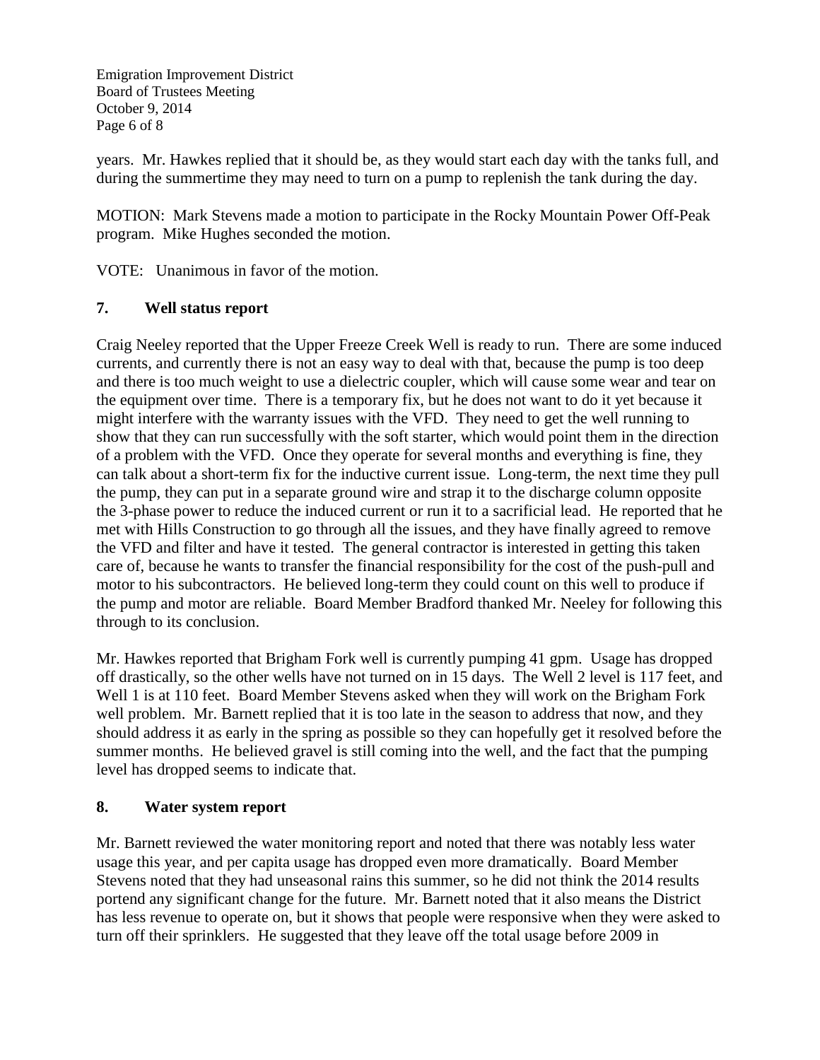years. Mr. Hawkes replied that it should be, as they would start each day with the tanks full, and during the summertime they may need to turn on a pump to replenish the tank during the day.

MOTION: Mark Stevens made a motion to participate in the Rocky Mountain Power Off-Peak program. Mike Hughes seconded the motion.

VOTE: Unanimous in favor of the motion.

## 7. Well status report

Craig Neeley reported that the Upper Freeze Creek Well is ready to run. There are some induced currents, and currently there is not an easy way to deal with that, because the pump is too deep and there is too much weight to use a dielectric coupler, which will cause some wear and tear on the equipment over time. There is a temporary fix, but he does not want to do it yet because it might interfere with the warranty issues with the VFD. They need to get the well running to show that they can run successfully with the soft starter, which would point them in the direction of a problem with the VFD. Once they operate for several months and everything is fine, they can talk about a short-term fix for the inductive current issue. Long-term, the next time they pull the pump, they can put in a separate ground wire and strap it to the discharge column opposite the 3-phase power to reduce the induced current or run it to a sacrificial lead. He reported that he met with Hills Construction to go through all the issues, and they have finally agreed to remove the VFD and filter and have it tested. The general contractor is interested in getting this taken care of, because he wants to transfer the financial responsibility for the cost of the push-pull and motor to his subcontractors. He believed long-term they could count on this well to produce if the pump and motor are reliable. Board Member Bradford thanked Mr. Neeley for following this through to its conclusion.

Mr. Hawkes reported that Brigham Fork well is currently pumping 41 gpm. Usage has dropped off drastically, so the other wells have not turned on in 15 days. The Well 2 level is 117 feet, and Well 1 is at 110 feet. Board Member Stevens asked when they will work on the Brigham Fork well problem. Mr. Barnett replied that it is too late in the season to address that now, and they should address it as early in the spring as possible so they can hopefully get it resolved before the summer months. He believed gravel is still coming into the well, and the fact that the pumping level has dropped seems to indicate that.

## 8. Water system report

Mr. Barnett reviewed the water monitoring report and noted that there was notably less water usage this year, and per capita usage has dropped even more dramatically. Board Member Stevens noted that they had unseasonal rains this summer, so he did not think the 2014 results portend any significant change for the future. Mr. Barnett noted that it also means the District has less revenue to operate on, but it shows that people were responsive when they were asked to turn off their sprinklers. He suggested that they leave off the total usage before 2009 in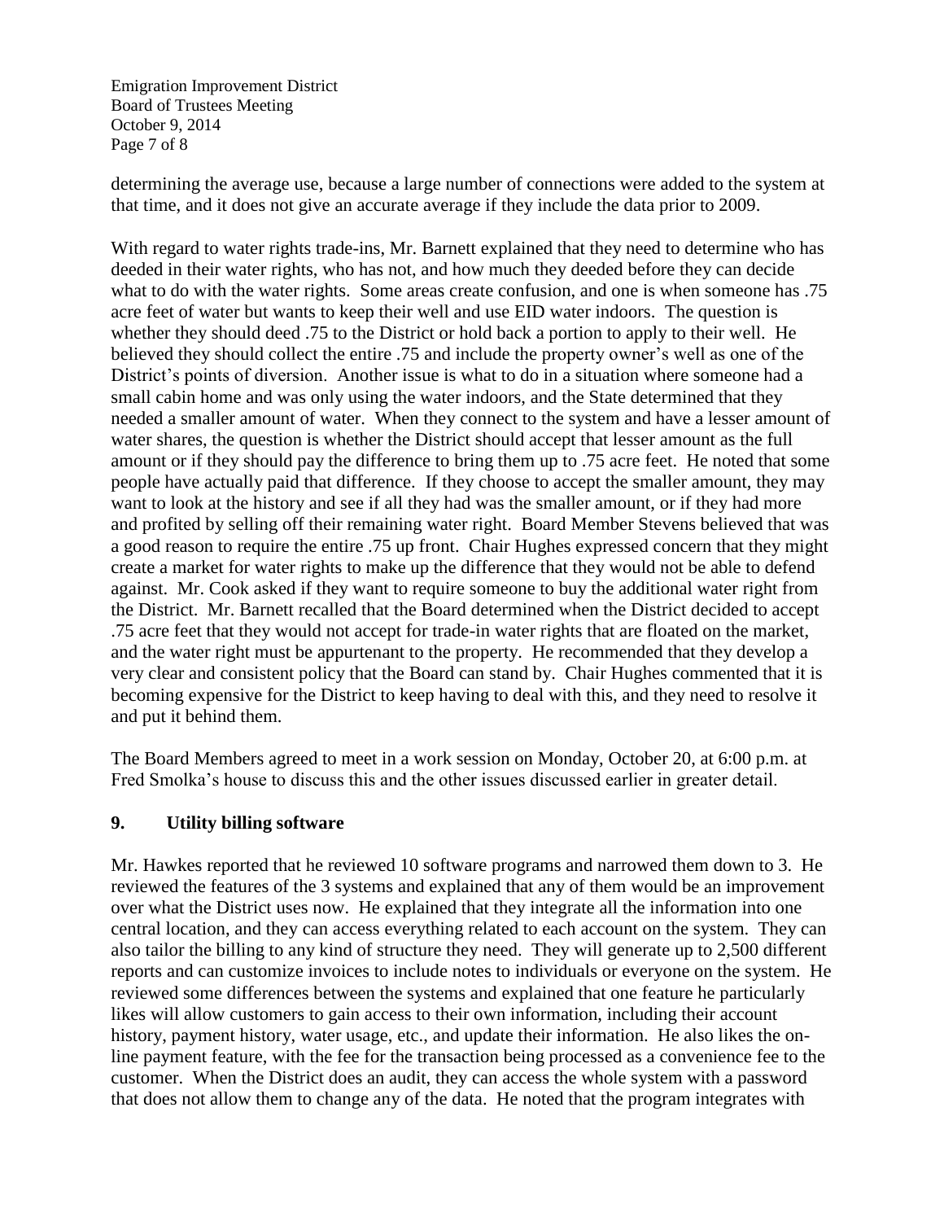determining the average use, because a large number of connections were added to the system at that time, and it does not give an accurate average if they include the data prior to 2009.

With regard to water rights trade-ins, Mr. Barnett explained that they need to determine who has deeded in their water rights, who has not, and how much they deeded before they can decide what to do with the water rights. Some areas create confusion, and one is when someone has .75 acre feet of water but wants to keep their well and use EID water indoors. The question is whether they should deed .75 to the District or hold back a portion to apply to their well. He believed they should collect the entire .75 and include the property owner's well as one of the District's points of diversion. Another issue is what to do in a situation where someone had a small cabin home and was only using the water indoors, and the State determined that they needed a smaller amount of water. When they connect to the system and have a lesser amount of water shares, the question is whether the District should accept that lesser amount as the full amount or if they should pay the difference to bring them up to .75 acre feet. He noted that some people have actually paid that difference. If they choose to accept the smaller amount, they may want to look at the history and see if all they had was the smaller amount, or if they had more and profited by selling off their remaining water right. Board Member Stevens believed that was a good reason to require the entire .75 up front. Chair Hughes expressed concern that they might create a market for water rights to make up the difference that they would not be able to defend against. Mr. Cook asked if they want to require someone to buy the additional water right from the District. Mr. Barnett recalled that the Board determined when the District decided to accept .75 acre feet that they would not accept for trade-in water rights that are floated on the market, and the water right must be appurtenant to the property. He recommended that they develop a very clear and consistent policy that the Board can stand by. Chair Hughes commented that it is becoming expensive for the District to keep having to deal with this, and they need to resolve it and put it behind them.

The Board Members agreed to meet in a work session on Monday, October 20, at 6:00 p.m. at Fred Smolka's house to discuss this and the other issues discussed earlier in greater detail.

## 9. Utility billing software

Mr. Hawkes reported that he reviewed 10 software programs and narrowed them down to 3. He reviewed the features of the 3 systems and explained that any of them would be an improvement over what the District uses now. He explained that they integrate all the information into one central location, and they can access everything related to each account on the system. They can also tailor the billing to any kind of structure they need. They will generate up to 2,500 different reports and can customize invoices to include notes to individuals or everyone on the system. He reviewed some differences between the systems and explained that one feature he particularly likes will allow customers to gain access to their own information, including their account history, payment history, water usage, etc., and update their information. He also likes the on-line payment feature, with the fee for the transaction being processed as a convenience fee to the customer. When the District does an audit, they can access the whole system with a password that does not allow them to change any of the data. He noted that the program integrates with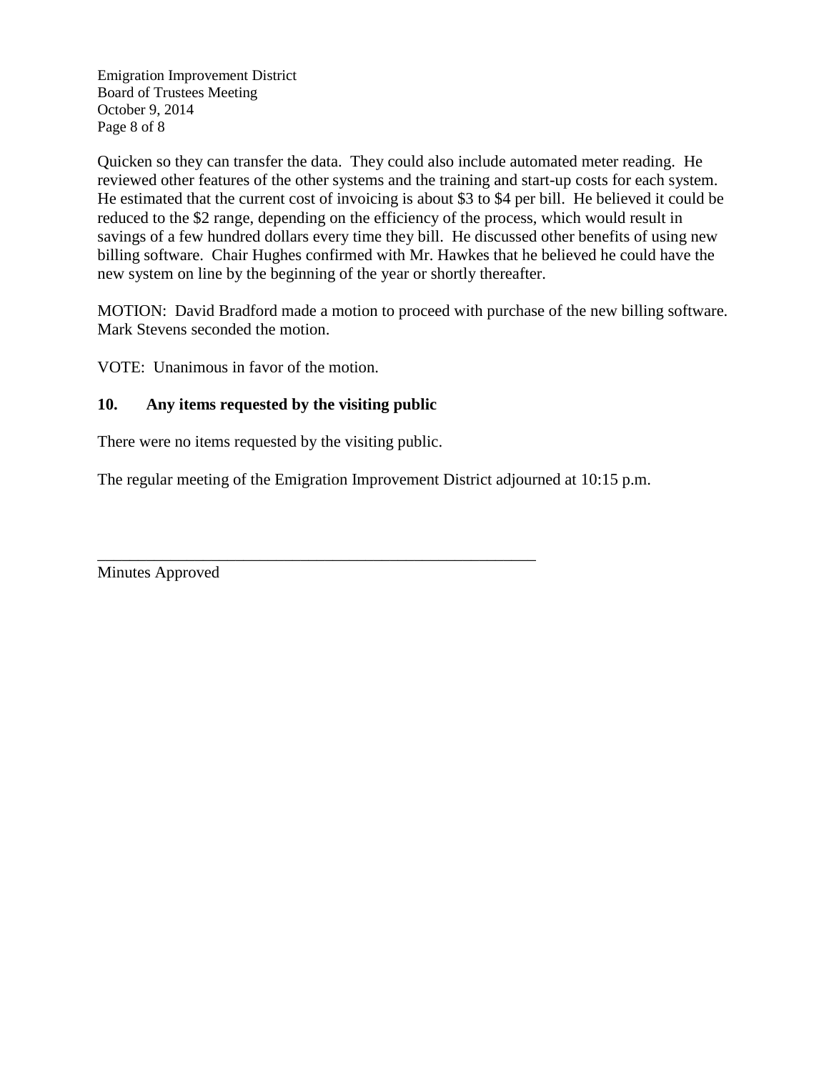Quicken so they can transfer the data. They could also include automated meter reading. He reviewed other features of the other systems and the training and start-up costs for each system. He estimated that the current cost of invoicing is about $3 to $4 per bill. He believed it could be reduced to the $2 range, depending on the efficiency of the process, which would result in savings of a few hundred dollars every time they bill. He discussed other benefits of using new billing software. Chair Hughes confirmed with Mr. Hawkes that he believed he could have the new system on line by the beginning of the year or shortly thereafter.

MOTION: David Bradford made a motion to proceed with purchase of the new billing software. Mark Stevens seconded the motion.

VOTE: Unanimous in favor of the motion.

### 10. Any items requested by the visiting public

There were no items requested by the visiting public.

The regular meeting of the Emigration Improvement District adjourned at 10:15 p.m.

\_\_\_\_\_\_\_\_\_\_\_\_\_\_\_\_\_\_\_\_\_\_\_\_\_\_\_\_\_\_\_\_\_\_\_\_\_\_\_\_\_\_\_\_\_\_\_\_\_\_\_\_\_\_\_

Minutes Approved